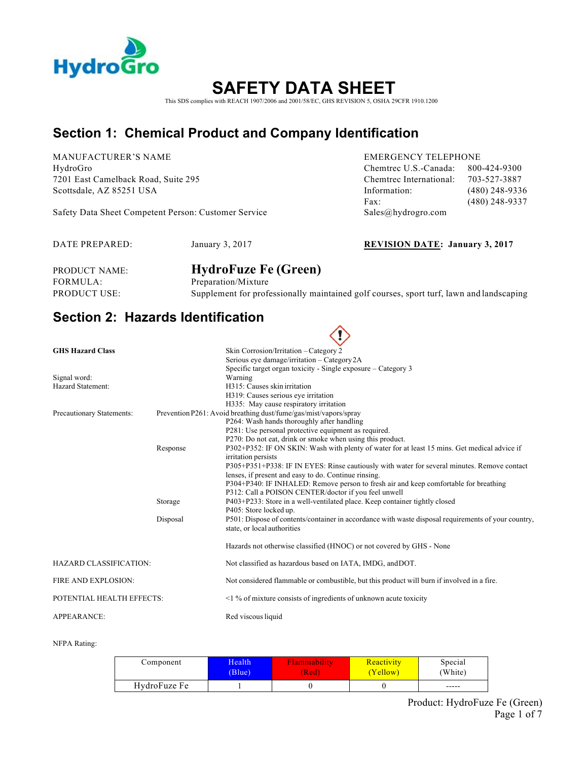HydroGro

# SAFETY DATA SHEET

This SDS complies with REACH 1907/2006 and 2001/58/EC, GHS REVISION 5, OSHA 29CFR 1910.1200

## Section 1: Chemical Product and Company Identification

MANUFACTURER'S NAME
HydroGro
7201 East Camelback Road, Suite 295
Scottsdale, AZ 85251 USA

Safety Data Sheet Competent Person: Customer Service

EMERGENCY TELEPHONE
Chemtrec U.S.-Canada: 800-424-9300
Chemtrec International: 703-527-3887
Information: (480) 248-9336
Fax: (480) 248-9337
Sales@hydrogro.com

DATE PREPARED: January 3, 2017

**REVISION DATE: January 3, 2017**

PRODUCT NAME: **HydroFuze Fe (Green)**
FORMULA: Preparation/Mixture
PRODUCT USE: Supplement for professionally maintained golf courses, sport turf, lawn and landscaping

## Section 2: Hazards Identification

**GHS Hazard Class**
Skin Corrosion/Irritation – Category 2
Serious eye damage/irritation – Category 2A
Specific target organ toxicity - Single exposure – Category 3

Signal word: Warning

Hazard Statement:
H315: Causes skin irritation
H319: Causes serious eye irritation
H335: May cause respiratory irritation

Precautionary Statements:

Prevention
P261: Avoid breathing dust/fume/gas/mist/vapors/spray
P264: Wash hands thoroughly after handling
P281: Use personal protective equipment as required.
P270: Do not eat, drink or smoke when using this product.

Response
P302+P352: IF ON SKIN: Wash with plenty of water for at least 15 mins. Get medical advice if irritation persists
P305+P351+P338: IF IN EYES: Rinse cautiously with water for several minutes. Remove contact lenses, if present and easy to do. Continue rinsing.
P304+P340: IF INHALED: Remove person to fresh air and keep comfortable for breathing
P312: Call a POISON CENTER/doctor if you feel unwell

Storage
P403+P233: Store in a well-ventilated place. Keep container tightly closed
P405: Store locked up.

Disposal
P501: Dispose of contents/container in accordance with waste disposal requirements of your country, state, or local authorities

Hazards not otherwise classified (HNOC) or not covered by GHS - None

HAZARD CLASSIFICATION: Not classified as hazardous based on IATA, IMDG, and DOT.

FIRE AND EXPLOSION: Not considered flammable or combustible, but this product will burn if involved in a fire.

POTENTIAL HEALTH EFFECTS: <1 % of mixture consists of ingredients of unknown acute toxicity

APPEARANCE: Red viscous liquid

NFPA Rating:

| Component | Health (Blue) | Flammability (Red) | Reactivity (Yellow) | Special (White) |
|---|---|---|---|---|
| HydroFuze Fe | 1 | 0 | 0 | ----- |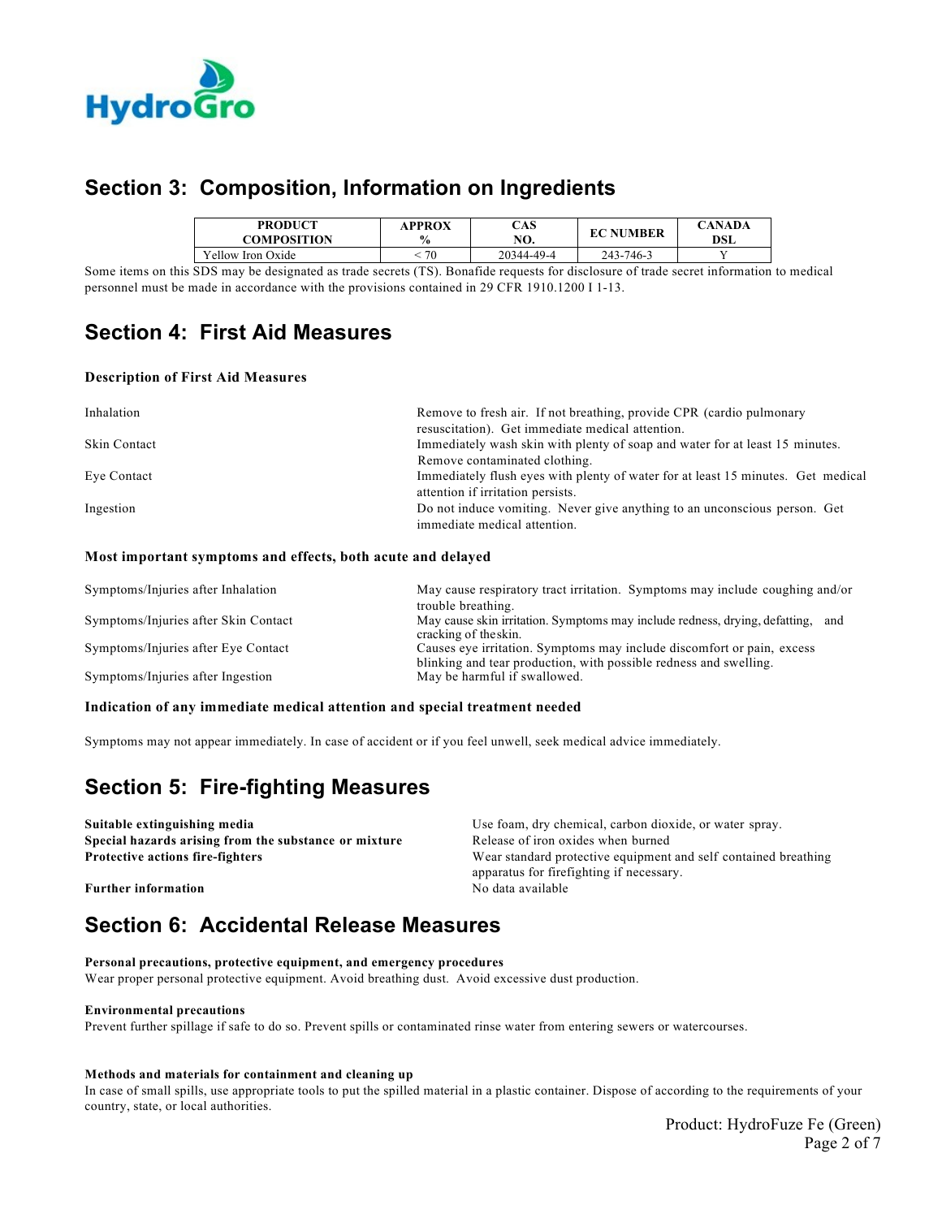## Section 3: Composition, Information on Ingredients

| PRODUCT COMPOSITION | APPROX % | CAS NO. | EC NUMBER | CANADA DSL |
|---|---|---|---|---|
| Yellow Iron Oxide | < 70 | 20344-49-4 | 243-746-3 | Y |

Some items on this SDS may be designated as trade secrets (TS). Bonafide requests for disclosure of trade secret information to medical personnel must be made in accordance with the provisions contained in 29 CFR 1910.1200 I 1-13.

## Section 4: First Aid Measures

### Description of First Aid Measures

| | |
|---|---|
| Inhalation | Remove to fresh air. If not breathing, provide CPR (cardio pulmonary resuscitation). Get immediate medical attention. |
| Skin Contact | Immediately wash skin with plenty of soap and water for at least 15 minutes. Remove contaminated clothing. |
| Eye Contact | Immediately flush eyes with plenty of water for at least 15 minutes. Get medical attention if irritation persists. |
| Ingestion | Do not induce vomiting. Never give anything to an unconscious person. Get immediate medical attention. |

### Most important symptoms and effects, both acute and delayed

| | |
|---|---|
| Symptoms/Injuries after Inhalation | May cause respiratory tract irritation. Symptoms may include coughing and/or trouble breathing. |
| Symptoms/Injuries after Skin Contact | May cause skin irritation. Symptoms may include redness, drying, defatting, and cracking of the skin. |
| Symptoms/Injuries after Eye Contact | Causes eye irritation. Symptoms may include discomfort or pain, excess blinking and tear production, with possible redness and swelling. |
| Symptoms/Injuries after Ingestion | May be harmful if swallowed. |

### Indication of any immediate medical attention and special treatment needed

Symptoms may not appear immediately. In case of accident or if you feel unwell, seek medical advice immediately.

## Section 5: Fire-fighting Measures

| | |
|---|---|
| **Suitable extinguishing media** | Use foam, dry chemical, carbon dioxide, or water spray. |
| **Special hazards arising from the substance or mixture** | Release of iron oxides when burned |
| **Protective actions fire-fighters** | Wear standard protective equipment and self contained breathing apparatus for firefighting if necessary. |
| **Further information** | No data available |

## Section 6: Accidental Release Measures

**Personal precautions, protective equipment, and emergency procedures**

Wear proper personal protective equipment. Avoid breathing dust. Avoid excessive dust production.

**Environmental precautions**

Prevent further spillage if safe to do so. Prevent spills or contaminated rinse water from entering sewers or watercourses.

**Methods and materials for containment and cleaning up**

In case of small spills, use appropriate tools to put the spilled material in a plastic container. Dispose of according to the requirements of your country, state, or local authorities.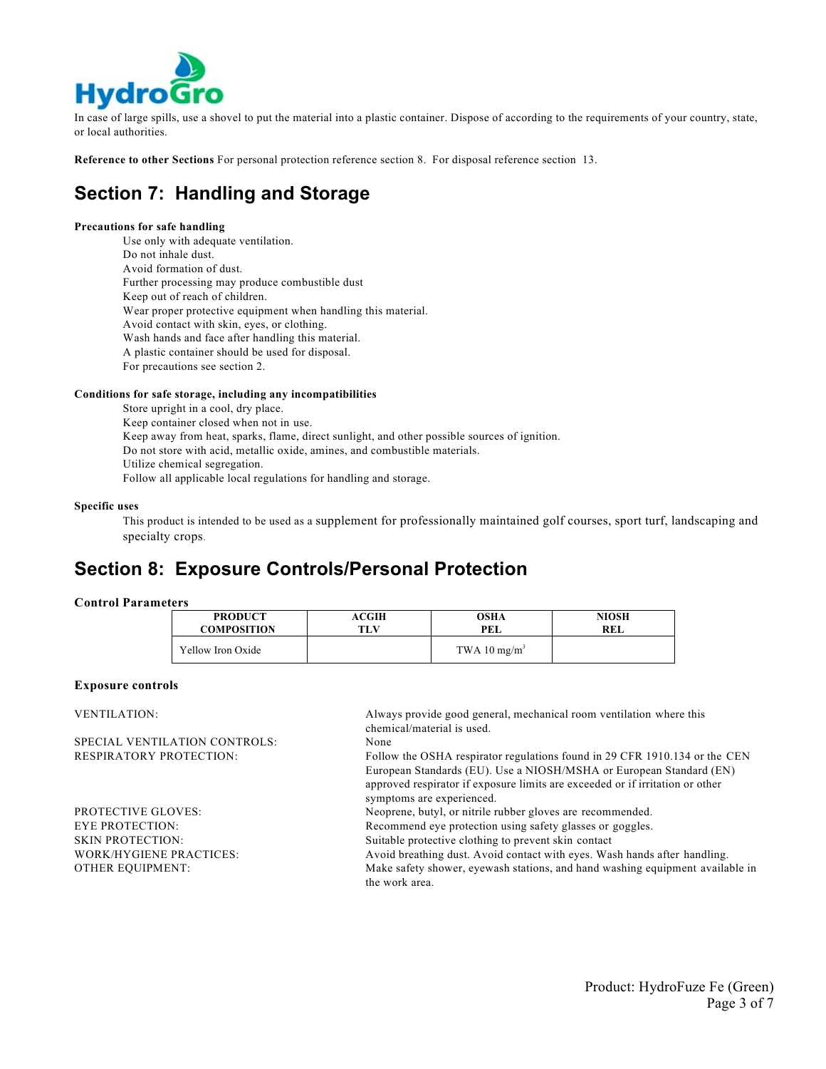In case of large spills, use a shovel to put the material into a plastic container. Dispose of according to the requirements of your country, state, or local authorities.

**Reference to other Sections** For personal protection reference section 8. For disposal reference section 13.

## Section 7: Handling and Storage

**Precautions for safe handling**

Use only with adequate ventilation.
Do not inhale dust.
Avoid formation of dust.
Further processing may produce combustible dust
Keep out of reach of children.
Wear proper protective equipment when handling this material.
Avoid contact with skin, eyes, or clothing.
Wash hands and face after handling this material.
A plastic container should be used for disposal.
For precautions see section 2.

**Conditions for safe storage, including any incompatibilities**

Store upright in a cool, dry place.
Keep container closed when not in use.
Keep away from heat, sparks, flame, direct sunlight, and other possible sources of ignition.
Do not store with acid, metallic oxide, amines, and combustible materials.
Utilize chemical segregation.
Follow all applicable local regulations for handling and storage.

**Specific uses**

This product is intended to be used as a supplement for professionally maintained golf courses, sport turf, landscaping and specialty crops.

## Section 8: Exposure Controls/Personal Protection

**Control Parameters**

| PRODUCT COMPOSITION | ACGIH TLV | OSHA PEL | NIOSH REL |
|---|---|---|---|
| Yellow Iron Oxide | | TWA 10 mg/m$^3$ | |

**Exposure controls**

| | |
|---|---|
| VENTILATION: | Always provide good general, mechanical room ventilation where this chemical/material is used. |
| SPECIAL VENTILATION CONTROLS: | None |
| RESPIRATORY PROTECTION: | Follow the OSHA respirator regulations found in 29 CFR 1910.134 or the CEN European Standards (EU). Use a NIOSH/MSHA or European Standard (EN) approved respirator if exposure limits are exceeded or if irritation or other symptoms are experienced. |
| PROTECTIVE GLOVES: | Neoprene, butyl, or nitrile rubber gloves are recommended. |
| EYE PROTECTION: | Recommend eye protection using safety glasses or goggles. |
| SKIN PROTECTION: | Suitable protective clothing to prevent skin contact |
| WORK/HYGIENE PRACTICES: | Avoid breathing dust. Avoid contact with eyes. Wash hands after handling. |
| OTHER EQUIPMENT: | Make safety shower, eyewash stations, and hand washing equipment available in the work area. |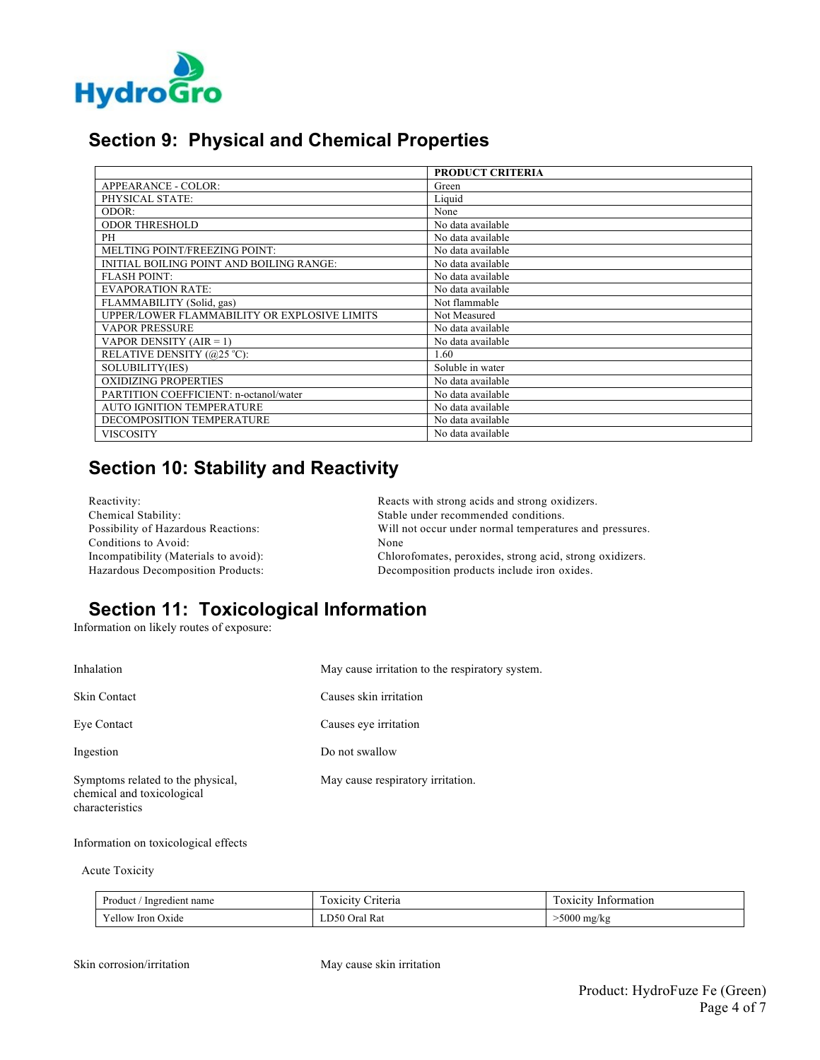## Section 9: Physical and Chemical Properties

| | PRODUCT CRITERIA |
|---|---|
| APPEARANCE - COLOR: | Green |
| PHYSICAL STATE: | Liquid |
| ODOR: | None |
| ODOR THRESHOLD | No data available |
| PH | No data available |
| MELTING POINT/FREEZING POINT: | No data available |
| INITIAL BOILING POINT AND BOILING RANGE: | No data available |
| FLASH POINT: | No data available |
| EVAPORATION RATE: | No data available |
| FLAMMABILITY (Solid, gas) | Not flammable |
| UPPER/LOWER FLAMMABILITY OR EXPLOSIVE LIMITS | Not Measured |
| VAPOR PRESSURE | No data available |
| VAPOR DENSITY (AIR = 1) | No data available |
| RELATIVE DENSITY (@25 °C): | 1.60 |
| SOLUBILITY(IES) | Soluble in water |
| OXIDIZING PROPERTIES | No data available |
| PARTITION COEFFICIENT: n-octanol/water | No data available |
| AUTO IGNITION TEMPERATURE | No data available |
| DECOMPOSITION TEMPERATURE | No data available |
| VISCOSITY | No data available |

## Section 10: Stability and Reactivity

| | |
|---|---|
| Reactivity: | Reacts with strong acids and strong oxidizers. |
| Chemical Stability: | Stable under recommended conditions. |
| Possibility of Hazardous Reactions: | Will not occur under normal temperatures and pressures. |
| Conditions to Avoid: | None |
| Incompatibility (Materials to avoid): | Chlorofomates, peroxides, strong acid, strong oxidizers. |
| Hazardous Decomposition Products: | Decomposition products include iron oxides. |

## Section 11: Toxicological Information

Information on likely routes of exposure:

| | |
|---|---|
| Inhalation | May cause irritation to the respiratory system. |
| Skin Contact | Causes skin irritation |
| Eye Contact | Causes eye irritation |
| Ingestion | Do not swallow |
| Symptoms related to the physical, chemical and toxicological characteristics | May cause respiratory irritation. |

Information on toxicological effects

Acute Toxicity

| Product / Ingredient name | Toxicity Criteria | Toxicity Information |
|---|---|---|
| Yellow Iron Oxide | LD50 Oral Rat | >5000 mg/kg |

Skin corrosion/irritation May cause skin irritation

Product: HydroFuze Fe (Green)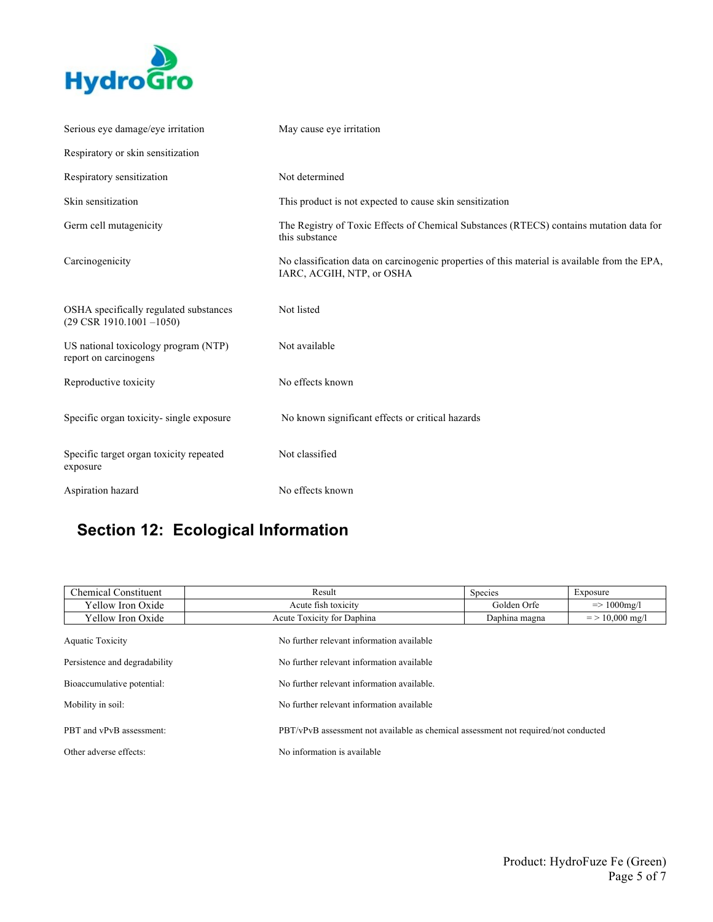| | |
|---|---|
| Serious eye damage/eye irritation | May cause eye irritation |
| Respiratory or skin sensitization | |
| Respiratory sensitization | Not determined |
| Skin sensitization | This product is not expected to cause skin sensitization |
| Germ cell mutagenicity | The Registry of Toxic Effects of Chemical Substances (RTECS) contains mutation data for this substance |
| Carcinogenicity | No classification data on carcinogenic properties of this material is available from the EPA, IARC, ACGIH, NTP, or OSHA |
| OSHA specifically regulated substances (29 CSR 1910.1001 –1050) | Not listed |
| US national toxicology program (NTP) report on carcinogens | Not available |
| Reproductive toxicity | No effects known |
| Specific organ toxicity- single exposure | No known significant effects or critical hazards |
| Specific target organ toxicity repeated exposure | Not classified |
| Aspiration hazard | No effects known |

## Section 12: Ecological Information

| Chemical Constituent | Result | Species | Exposure |
|---|---|---|---|
| Yellow Iron Oxide | Acute fish toxicity | Golden Orfe | => 1000mg/l |
| Yellow Iron Oxide | Acute Toxicity for Daphina | Daphina magna | = > 10,000 mg/l |

| | |
|---|---|
| Aquatic Toxicity | No further relevant information available |
| Persistence and degradability | No further relevant information available |
| Bioaccumulative potential: | No further relevant information available. |
| Mobility in soil: | No further relevant information available |
| PBT and vPvB assessment: | PBT/vPvB assessment not available as chemical assessment not required/not conducted |
| Other adverse effects: | No information is available |

Product: HydroFuze Fe (Green)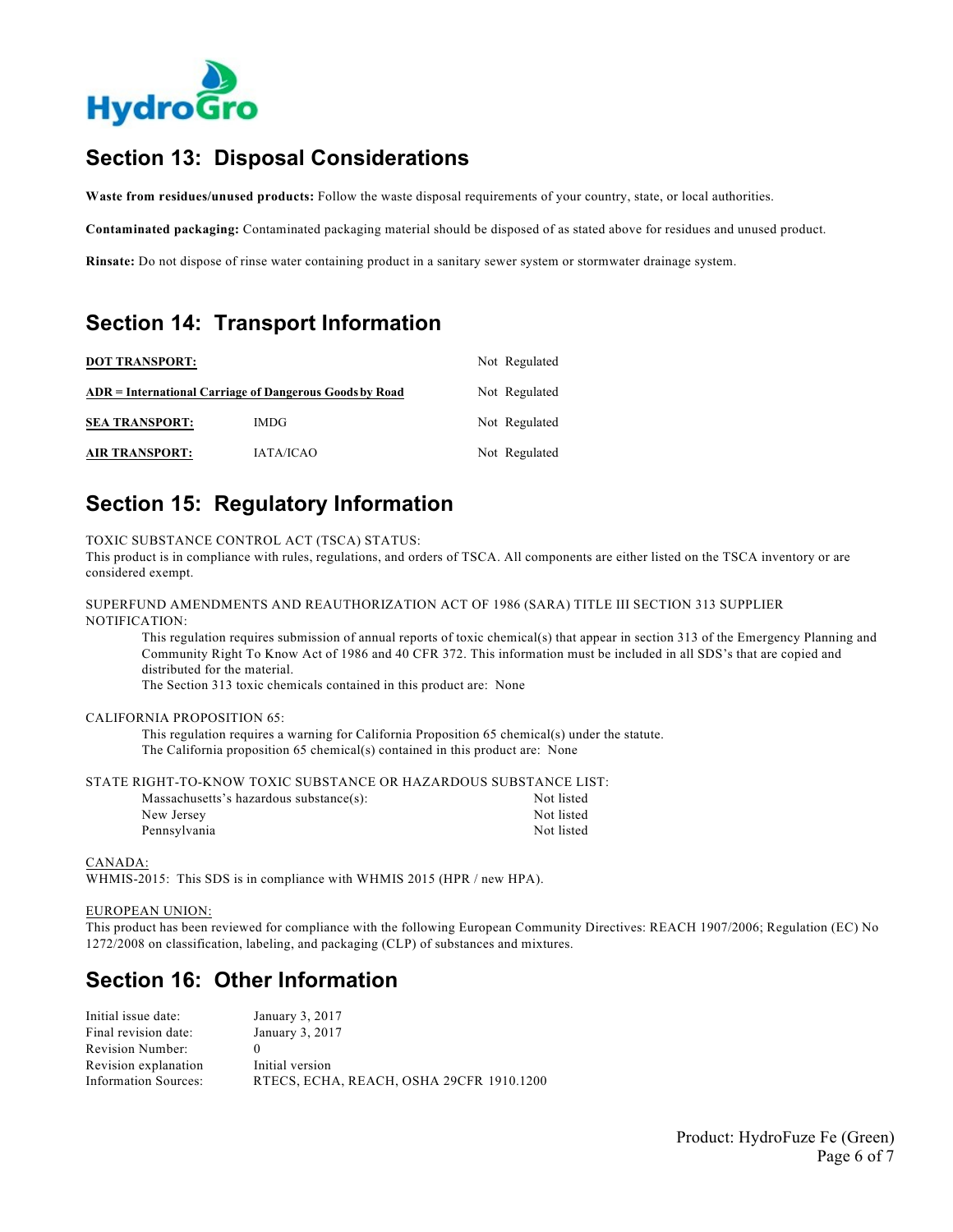## Section 13: Disposal Considerations

**Waste from residues/unused products:** Follow the waste disposal requirements of your country, state, or local authorities.

**Contaminated packaging:** Contaminated packaging material should be disposed of as stated above for residues and unused product.

**Rinsate:** Do not dispose of rinse water containing product in a sanitary sewer system or stormwater drainage system.

## Section 14: Transport Information

| | | |
|---|---|---|
| **DOT TRANSPORT:** | | Not Regulated |
| **ADR = International Carriage of Dangerous Goods by Road** | | Not Regulated |
| **SEA TRANSPORT:** | IMDG | Not Regulated |
| **AIR TRANSPORT:** | IATA/ICAO | Not Regulated |

## Section 15: Regulatory Information

TOXIC SUBSTANCE CONTROL ACT (TSCA) STATUS:
This product is in compliance with rules, regulations, and orders of TSCA. All components are either listed on the TSCA inventory or are considered exempt.

SUPERFUND AMENDMENTS AND REAUTHORIZATION ACT OF 1986 (SARA) TITLE III SECTION 313 SUPPLIER NOTIFICATION:

This regulation requires submission of annual reports of toxic chemical(s) that appear in section 313 of the Emergency Planning and Community Right To Know Act of 1986 and 40 CFR 372. This information must be included in all SDS's that are copied and distributed for the material.
The Section 313 toxic chemicals contained in this product are: None

CALIFORNIA PROPOSITION 65:

This regulation requires a warning for California Proposition 65 chemical(s) under the statute.
The California proposition 65 chemical(s) contained in this product are: None

STATE RIGHT-TO-KNOW TOXIC SUBSTANCE OR HAZARDOUS SUBSTANCE LIST:

| | |
|---|---|
| Massachusetts's hazardous substance(s): | Not listed |
| New Jersey | Not listed |
| Pennsylvania | Not listed |

CANADA:
WHMIS-2015: This SDS is in compliance with WHMIS 2015 (HPR / new HPA).

EUROPEAN UNION:
This product has been reviewed for compliance with the following European Community Directives: REACH 1907/2006; Regulation (EC) No 1272/2008 on classification, labeling, and packaging (CLP) of substances and mixtures.

## Section 16: Other Information

| | |
|---|---|
| Initial issue date: | January 3, 2017 |
| Final revision date: | January 3, 2017 |
| Revision Number: | 0 |
| Revision explanation | Initial version |
| Information Sources: | RTECS, ECHA, REACH, OSHA 29CFR 1910.1200 |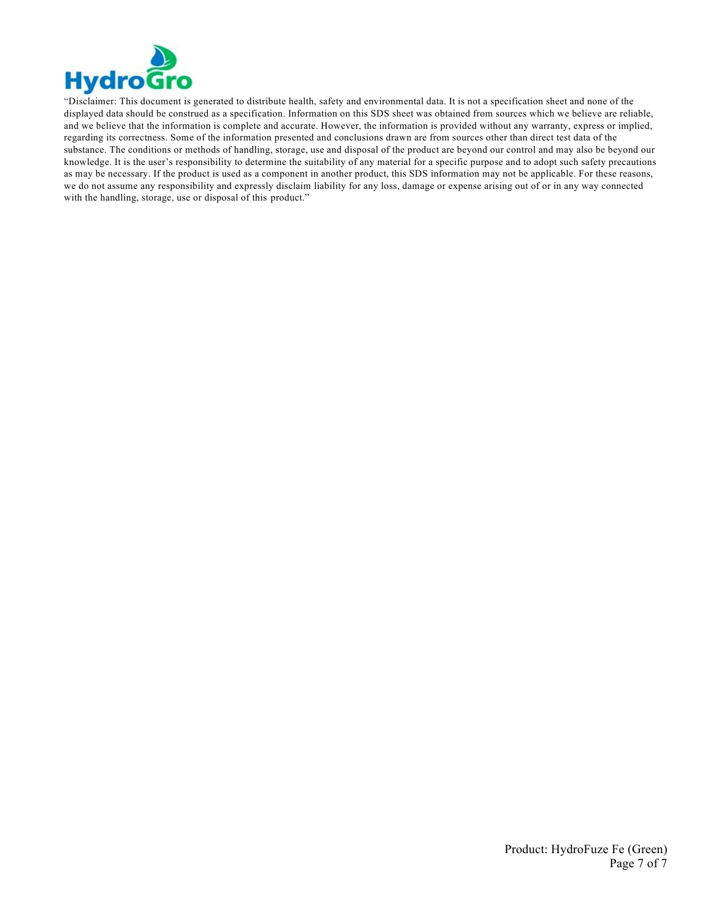"Disclaimer: This document is generated to distribute health, safety and environmental data. It is not a specification sheet and none of the displayed data should be construed as a specification. Information on this SDS sheet was obtained from sources which we believe are reliable, and we believe that the information is complete and accurate. However, the information is provided without any warranty, express or implied, regarding its correctness. Some of the information presented and conclusions drawn are from sources other than direct test data of the substance. The conditions or methods of handling, storage, use and disposal of the product are beyond our control and may also be beyond our knowledge. It is the user's responsibility to determine the suitability of any material for a specific purpose and to adopt such safety precautions as may be necessary. If the product is used as a component in another product, this SDS information may not be applicable. For these reasons, we do not assume any responsibility and expressly disclaim liability for any loss, damage or expense arising out of or in any way connected with the handling, storage, use or disposal of this product."